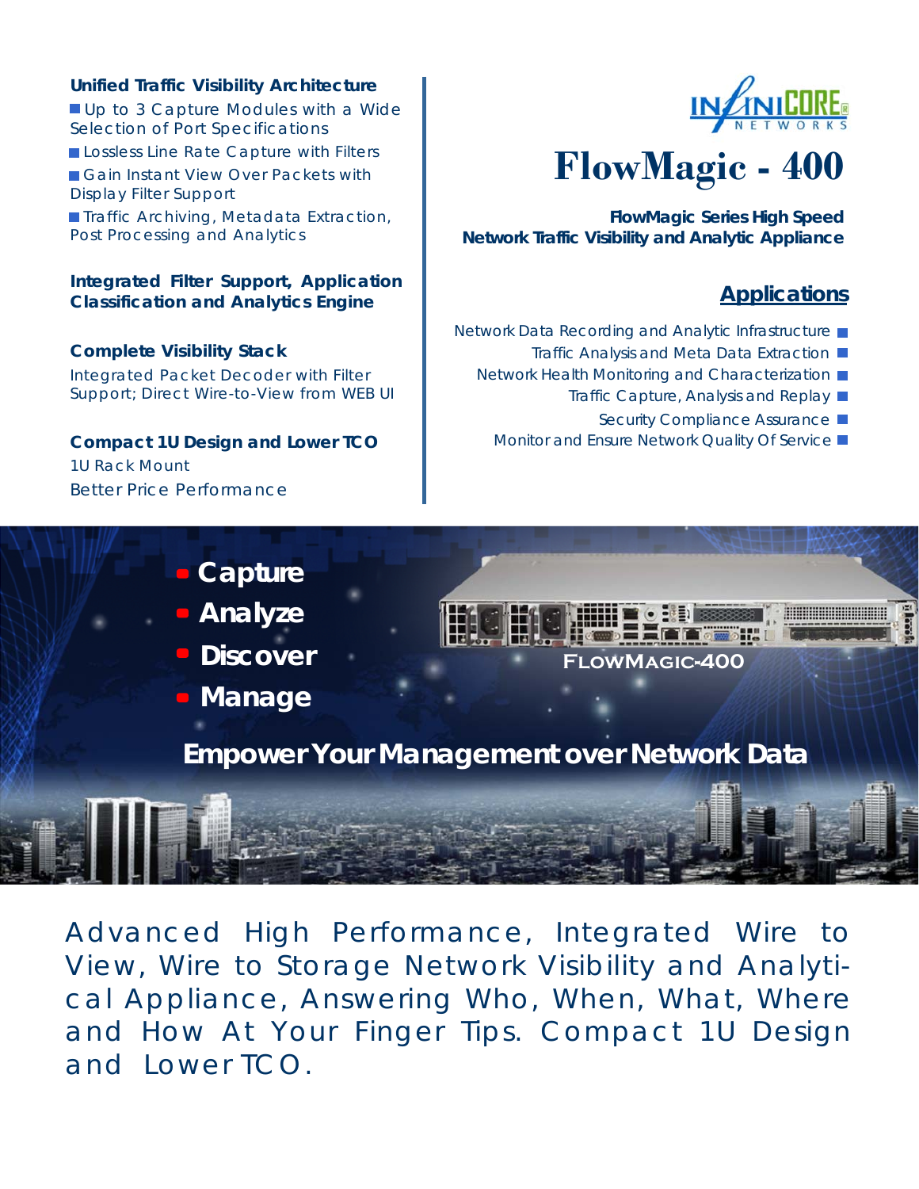# FlowMagic - 400

**FlowMagic Series High Speed Network Traffic Visibility and Analytic Appliance**

### Unified Traffic Visibility Architecture

- Up to 3 Capture Modules with a Wide Selection of Port Specifications
- Lossless Line Rate Capture with Filters
- Gain Instant View Over Packets with Display Filter Support
- Traffic Archiving, Metadata Extraction, Post Processing and Analytics

### Integrated Filter Support, Application Classification and Analytics Engine

### Complete Visibility Stack

Integrated Packet Decoder with Filter Support; Direct Wire-to-View from WEB UI

### Compact 1U Design and Lower TCO

1U Rack Mount

Better Price Performance

## Applications

- Network Data Recording and Analytic Infrastructure
- Traffic Analysis and Meta Data Extraction
- Network Health Monitoring and Characterization
- Traffic Capture, Analysis and Replay
- Security Compliance Assurance
- Monitor and Ensure Network Quality Of Service

- Capture
- Analyze
- Discover
- Manage

FLOWMAGIC-400

**Empower Your Management over Network Data**

Advanced High Performance, Integrated Wire to View, Wire to Storage Network Visibility and Analytical Appliance, Answering Who, When, What, Where and How At Your Finger Tips. Compact 1U Design and Lower TCO.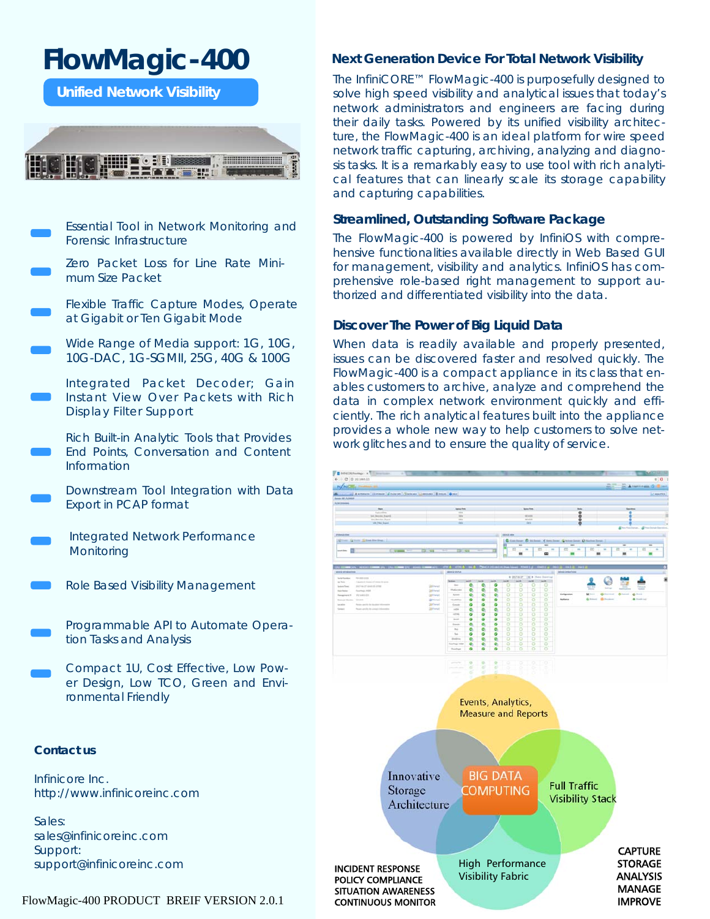# FlowMagic-400

**Unified Network Visibility**

- Essential Tool in Network Monitoring and Forensic Infrastructure
- Zero Packet Loss for Line Rate Minimum Size Packet
- Flexible Traffic Capture Modes, Operate at Gigabit or Ten Gigabit Mode
- Wide Range of Media support: 1G, 10G, 10G-DAC, 1G-SGMII, 25G, 40G & 100G
- Integrated Packet Decoder; Gain Instant View Over Packets with Rich Display Filter Support
- Rich Built-in Analytic Tools that Provides End Points, Conversation and Content Information
- Downstream Tool Integration with Data Export in PCAP format
- Integrated Network Performance Monitoring
- Role Based Visibility Management
- Programmable API to Automate Operation Tasks and Analysis
- Compact 1U, Cost Effective, Low Power Design, Low TCO, Green and Environmental Friendly

### Contact us

Infinicore Inc.
http://www.infinicoreinc.com

Sales:
sales@infinicoreinc.com
Support:
support@infinicoreinc.com

FlowMagic-400 PRODUCT BREIF VERSION 2.0.1

## Next Generation Device For Total Network Visibility

The InfiniCORE™ FlowMagic-400 is purposefully designed to solve high speed visibility and analytical issues that today's network administrators and engineers are facing during their daily tasks. Powered by its unified visibility architecture, the FlowMagic-400 is an ideal platform for wire speed network traffic capturing, archiving, analyzing and diagnosis tasks. It is a remarkably easy to use tool with rich analytical features that can linearly scale its storage capability and capturing capabilities.

## Streamlined, Outstanding Software Package

The FlowMagic-400 is powered by InfiniOS with comprehensive functionalities available directly in Web Based GUI for management, visibility and analytics. InfiniOS has comprehensive role-based right management to support authorized and differentiated visibility into the data.

## Discover The Power of Big Liquid Data

When data is readily available and properly presented, issues can be discovered faster and resolved quickly. The FlowMagic-400 is a compact appliance in its class that enables customers to archive, analyze and comprehend the data in complex network environment quickly and efficiently. The rich analytical features built into the appliance provides a whole new way to help customers to solve network glitches and to ensure the quality of service.

Events, Analytics, Measure and Reports

Innovative Storage Architecture

BIG DATA COMPUTING

Full Traffic Visibility Stack

High Performance Visibility Fabric

INCIDENT RESPONSE
POLICY COMPLIANCE
SITUATION AWARENESS
CONTINUOUS MONITOR

CAPTURE
STORAGE
ANALYSIS
MANAGE
IMPROVE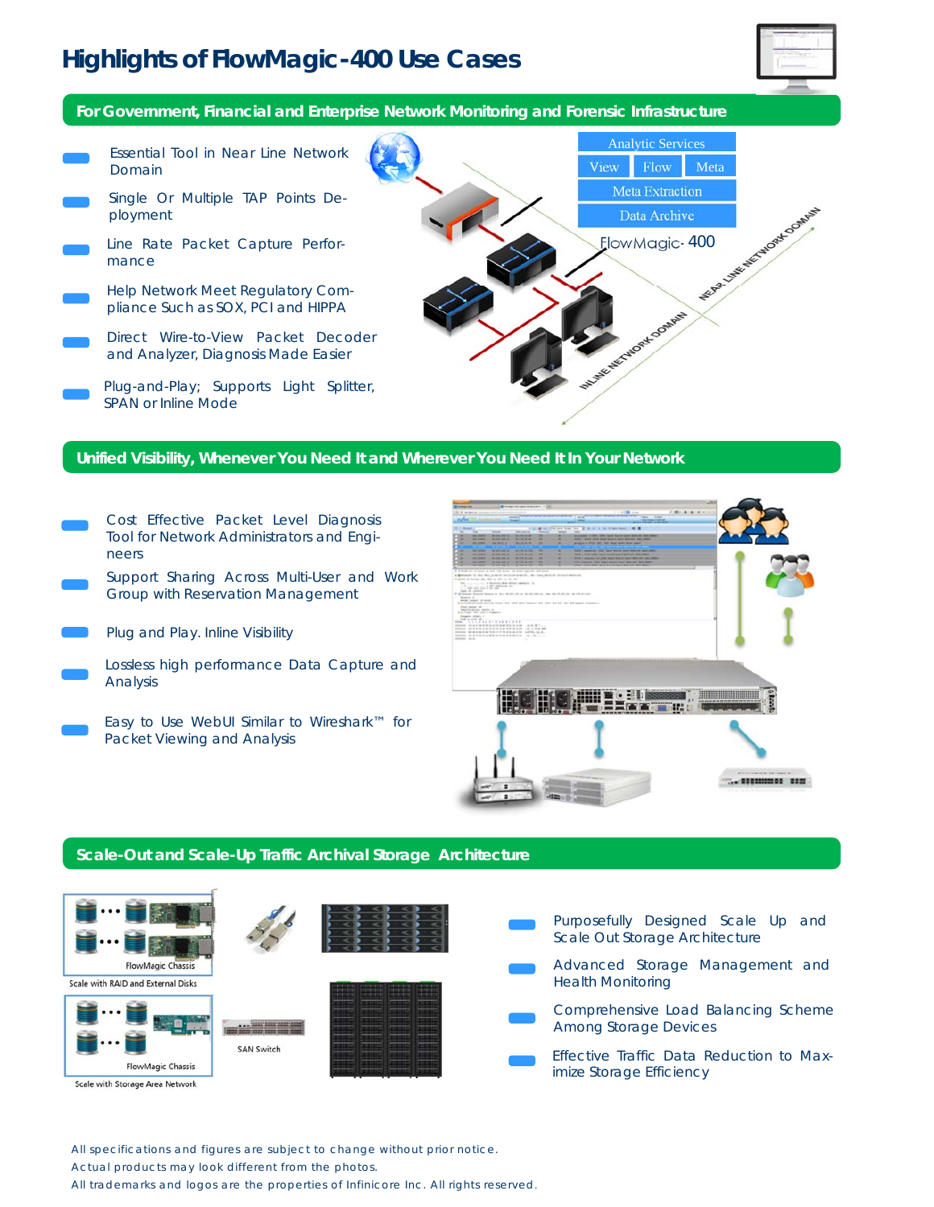# Highlights of FlowMagic-400 Use Cases

## For Government, Financial and Enterprise Network Monitoring and Forensic Infrastructure

- Essential Tool in Near Line Network Domain
- Single Or Multiple TAP Points Deployment
- Line Rate Packet Capture Performance
- Help Network Meet Regulatory Compliance Such as SOX, PCI and HIPPA
- Direct Wire-to-View Packet Decoder and Analyzer, Diagnosis Made Easier
- Plug-and-Play; Supports Light Splitter, SPAN or Inline Mode

Analytic Services
View | Flow | Meta
Meta Extraction
Data Archive
FlowMagic-400

NEAR LINE NETWORK DOMAIN
INLINE NETWORK DOMAIN

## Unified Visibility, Whenever You Need It and Wherever You Need It In Your Network

- Cost Effective Packet Level Diagnosis Tool for Network Administrators and Engineers
- Support Sharing Across Multi-User and Work Group with Reservation Management
- Plug and Play. Inline Visibility
- Lossless high performance Data Capture and Analysis
- Easy to Use WebUI Similar to Wireshark™ for Packet Viewing and Analysis

## Scale-Out and Scale-Up Traffic Archival Storage Architecture

FlowMagic Chassis
Scale with RAID and External Disks

FlowMagic Chassis
SAN Switch
Scale with Storage Area Network

- Purposefully Designed Scale Up and Scale Out Storage Architecture
- Advanced Storage Management and Health Monitoring
- Comprehensive Load Balancing Scheme Among Storage Devices
- Effective Traffic Data Reduction to Maximize Storage Efficiency

All specifications and figures are subject to change without prior notice.
Actual products may look different from the photos.
All trademarks and logos are the properties of Infinicore Inc. All rights reserved.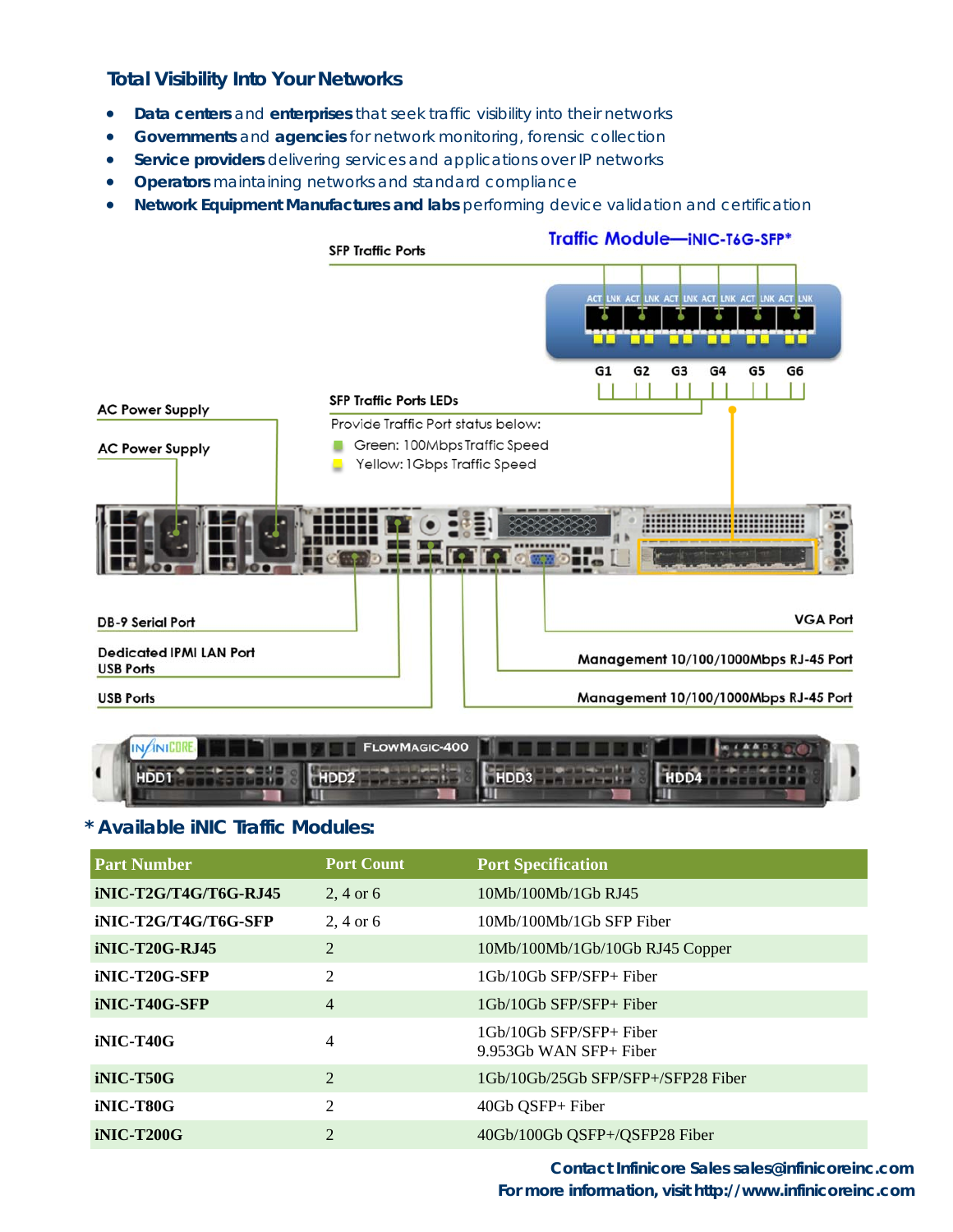## Total Visibility Into Your Networks

- **Data centers** and **enterprises** that seek traffic visibility into their networks
- **Governments** and **agencies** for network monitoring, forensic collection
- **Service providers** delivering services and applications over IP networks
- **Operators** maintaining networks and standard compliance
- **Network Equipment Manufactures and labs** performing device validation and certification

Traffic Module—iNIC-T6G-SFP*

SFP Traffic Ports

ACT LNK ACT LNK ACT LNK ACT LNK ACT LNK ACT LNK

G1 G2 G3 G4 G5 G6

SFP Traffic Ports LEDs

Provide Traffic Port status below:

Green: 100Mbps Traffic Speed

Yellow: 1Gbps Traffic Speed

AC Power Supply

AC Power Supply

DB-9 Serial Port

Dedicated IPMI LAN Port

USB Ports

USB Ports

VGA Port

Management 10/100/1000Mbps RJ-45 Port

Management 10/100/1000Mbps RJ-45 Port

INFINICORE FLOWMAGIC-400

HDD1 HDD2 HDD3 HDD4

### * Available iNIC Traffic Modules:

| Part Number | Port Count | Port Specification |
|---|---|---|
| **iNIC-T2G/T4G/T6G-RJ45** | 2, 4 or 6 | 10Mb/100Mb/1Gb RJ45 |
| **iNIC-T2G/T4G/T6G-SFP** | 2, 4 or 6 | 10Mb/100Mb/1Gb SFP Fiber |
| **iNIC-T20G-RJ45** | 2 | 10Mb/100Mb/1Gb/10Gb RJ45 Copper |
| **iNIC-T20G-SFP** | 2 | 1Gb/10Gb SFP/SFP+ Fiber |
| **iNIC-T40G-SFP** | 4 | 1Gb/10Gb SFP/SFP+ Fiber |
| **iNIC-T40G** | 4 | 1Gb/10Gb SFP/SFP+ Fiber<br>9.953Gb WAN SFP+ Fiber |
| **iNIC-T50G** | 2 | 1Gb/10Gb/25Gb SFP/SFP+/SFP28 Fiber |
| **iNIC-T80G** | 2 | 40Gb QSFP+ Fiber |
| **iNIC-T200G** | 2 | 40Gb/100Gb QSFP+/QSFP28 Fiber |

**Contact Infinicore Sales sales@infinicoreinc.com**
**For more information, visit http://www.infinicoreinc.com**